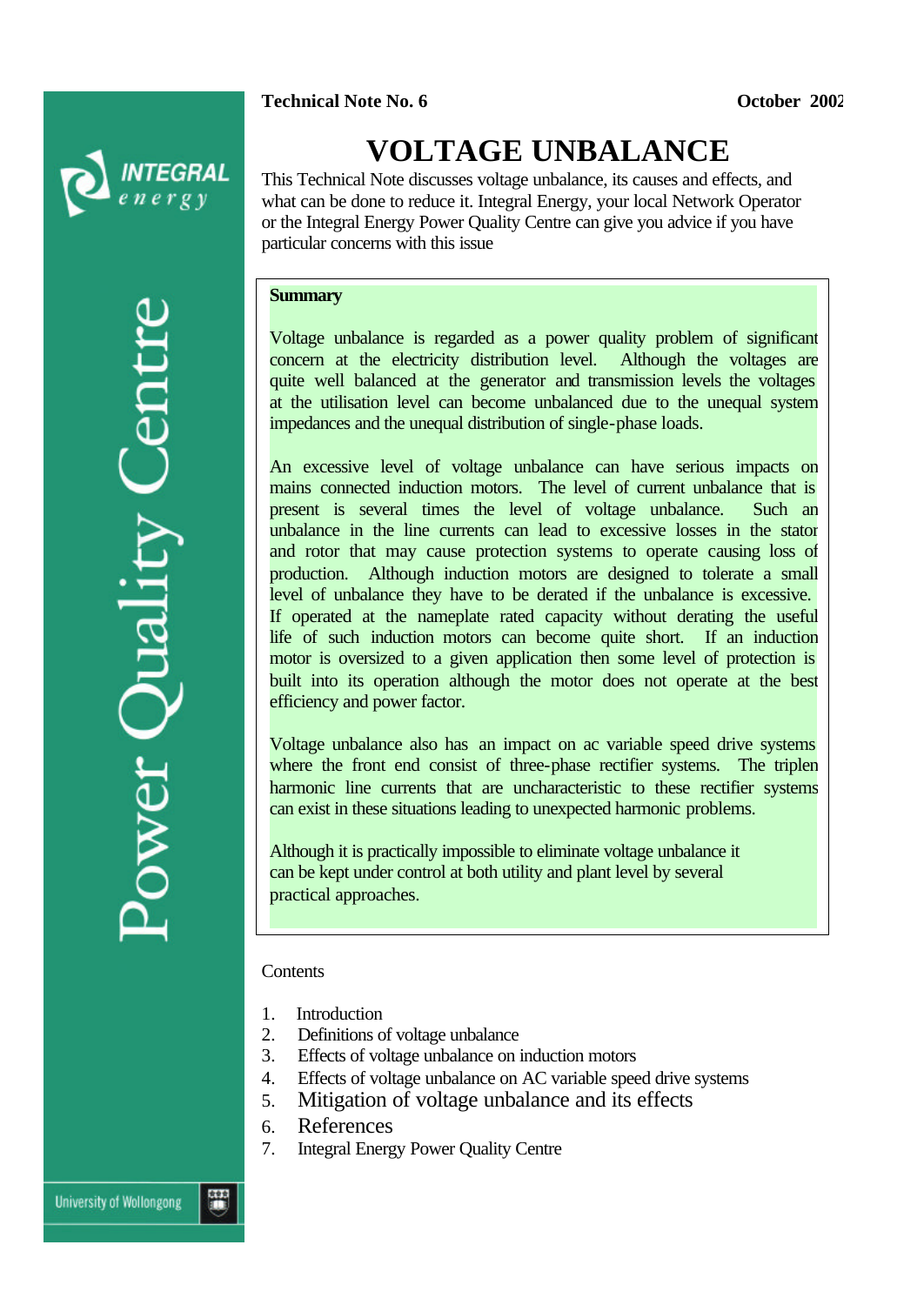**Technical Note No. 6** **October 2002**

# VOLTAGE UNBALANCE

This Technical Note discusses voltage unbalance, its causes and effects, and what can be done to reduce it. Integral Energy, your local Network Operator or the Integral Energy Power Quality Centre can give you advice if you have particular concerns with this issue

**Summary**

Voltage unbalance is regarded as a power quality problem of significant concern at the electricity distribution level. Although the voltages are quite well balanced at the generator and transmission levels the voltages at the utilisation level can become unbalanced due to the unequal system impedances and the unequal distribution of single-phase loads.

An excessive level of voltage unbalance can have serious impacts on mains connected induction motors. The level of current unbalance that is present is several times the level of voltage unbalance. Such an unbalance in the line currents can lead to excessive losses in the stator and rotor that may cause protection systems to operate causing loss of production. Although induction motors are designed to tolerate a small level of unbalance they have to be derated if the unbalance is excessive. If operated at the nameplate rated capacity without derating the useful life of such induction motors can become quite short. If an induction motor is oversized to a given application then some level of protection is built into its operation although the motor does not operate at the best efficiency and power factor.

Voltage unbalance also has an impact on ac variable speed drive systems where the front end consist of three-phase rectifier systems. The triplen harmonic line currents that are uncharacteristic to these rectifier systems can exist in these situations leading to unexpected harmonic problems.

Although it is practically impossible to eliminate voltage unbalance it can be kept under control at both utility and plant level by several practical approaches.

Contents

1. Introduction
2. Definitions of voltage unbalance
3. Effects of voltage unbalance on induction motors
4. Effects of voltage unbalance on AC variable speed drive systems
5. Mitigation of voltage unbalance and its effects
6. References
7. Integral Energy Power Quality Centre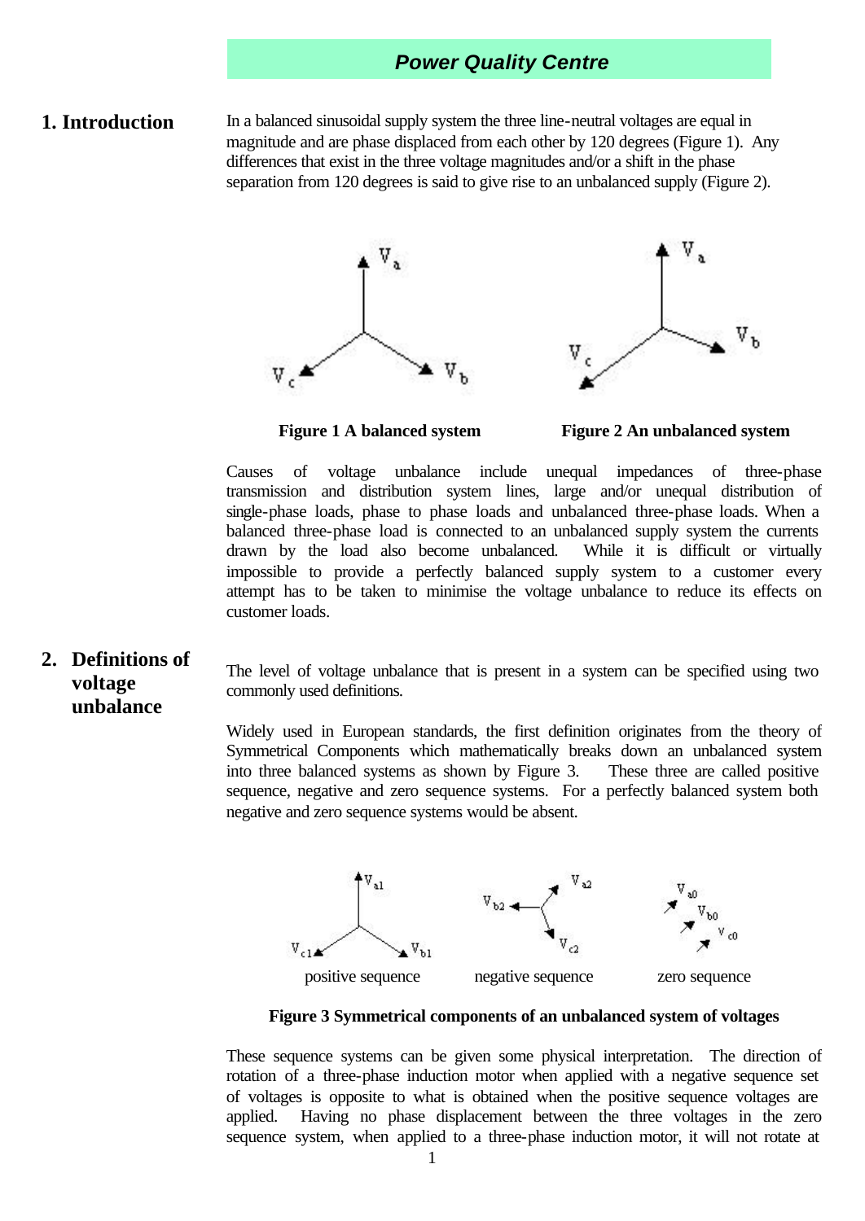# Power Quality Centre

## 1. Introduction

In a balanced sinusoidal supply system the three line-neutral voltages are equal in magnitude and are phase displaced from each other by 120 degrees (Figure 1). Any differences that exist in the three voltage magnitudes and/or a shift in the phase separation from 120 degrees is said to give rise to an unbalanced supply (Figure 2).

**Figure 1 A balanced system**

**Figure 2 An unbalanced system**

Causes of voltage unbalance include unequal impedances of three-phase transmission and distribution system lines, large and/or unequal distribution of single-phase loads, phase to phase loads and unbalanced three-phase loads. When a balanced three-phase load is connected to an unbalanced supply system the currents drawn by the load also become unbalanced. While it is difficult or virtually impossible to provide a perfectly balanced supply system to a customer every attempt has to be taken to minimise the voltage unbalance to reduce its effects on customer loads.

## 2. Definitions of voltage unbalance

The level of voltage unbalance that is present in a system can be specified using two commonly used definitions.

Widely used in European standards, the first definition originates from the theory of Symmetrical Components which mathematically breaks down an unbalanced system into three balanced systems as shown by Figure 3. These three are called positive sequence, negative and zero sequence systems. For a perfectly balanced system both negative and zero sequence systems would be absent.

positive sequence — negative sequence — zero sequence

**Figure 3 Symmetrical components of an unbalanced system of voltages**

These sequence systems can be given some physical interpretation. The direction of rotation of a three-phase induction motor when applied with a negative sequence set of voltages is opposite to what is obtained when the positive sequence voltages are applied. Having no phase displacement between the three voltages in the zero sequence system, when applied to a three-phase induction motor, it will not rotate at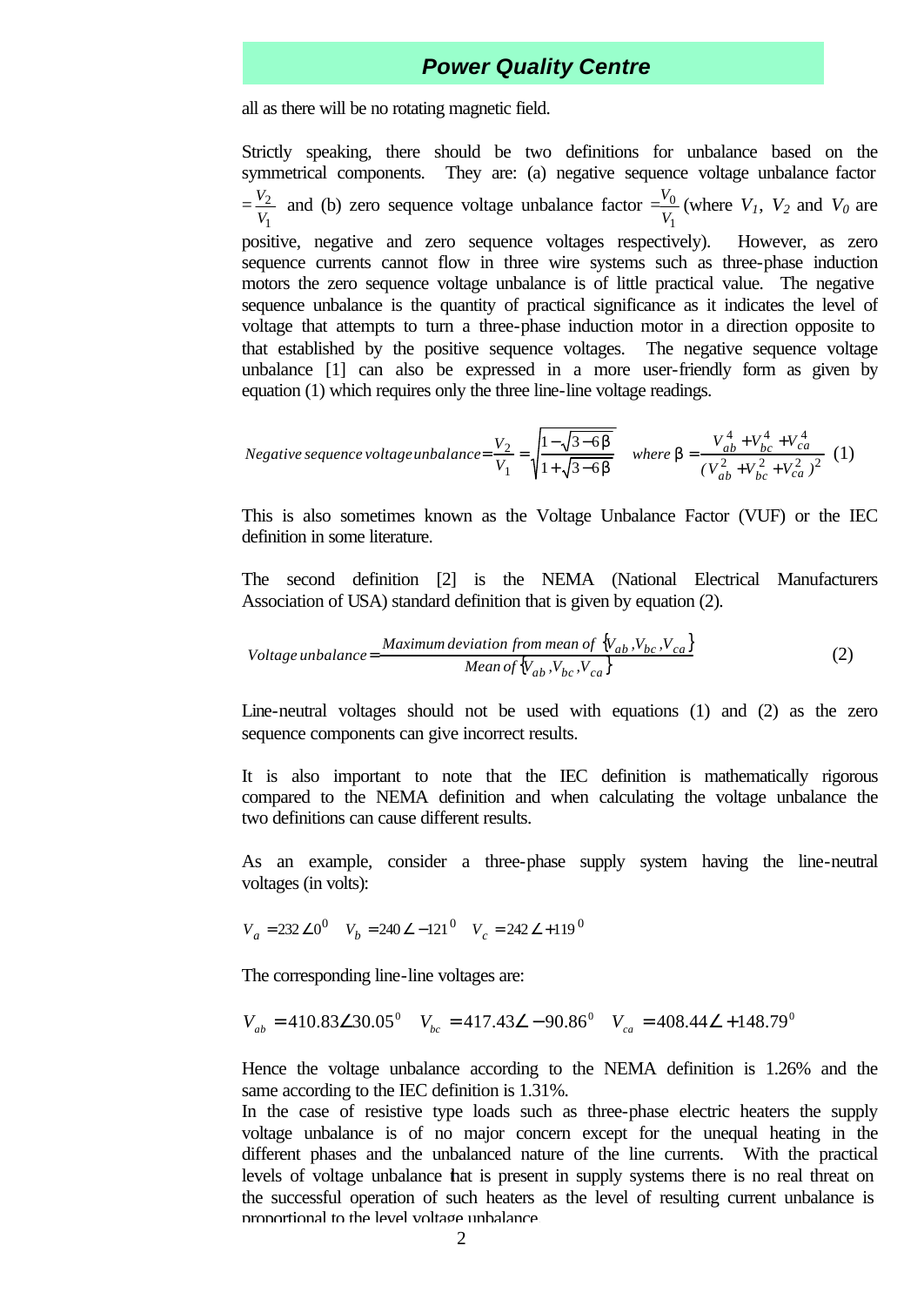all as there will be no rotating magnetic field.

Strictly speaking, there should be two definitions for unbalance based on the symmetrical components. They are: (a) negative sequence voltage unbalance factor $= \frac{V_2}{V_1}$ and (b) zero sequence voltage unbalance factor $= \frac{V_0}{V_1}$ (where $V_1$, $V_2$ and $V_0$ are positive, negative and zero sequence voltages respectively). However, as zero sequence currents cannot flow in three wire systems such as three-phase induction motors the zero sequence voltage unbalance is of little practical value. The negative sequence unbalance is the quantity of practical significance as it indicates the level of voltage that attempts to turn a three-phase induction motor in a direction opposite to that established by the positive sequence voltages. The negative sequence voltage unbalance [1] can also be expressed in a more user-friendly form as given by equation (1) which requires only the three line-line voltage readings.

$$\textit{Negative sequence voltage unbalance} = \frac{V_2}{V_1} = \sqrt{\frac{1-\sqrt{3-6\beta}}{1+\sqrt{3-6\beta}}} \quad \textit{where } \beta = \frac{V_{ab}^4 + V_{bc}^4 + V_{ca}^4}{(V_{ab}^2 + V_{bc}^2 + V_{ca}^2)^2} \quad (1)$$

This is also sometimes known as the Voltage Unbalance Factor (VUF) or the IEC definition in some literature.

The second definition [2] is the NEMA (National Electrical Manufacturers Association of USA) standard definition that is given by equation (2).

$$\textit{Voltage unbalance} = \frac{\textit{Maximum deviation from mean of } \{V_{ab}, V_{bc}, V_{ca}\}}{\textit{Mean of } \{V_{ab}, V_{bc}, V_{ca}\}} \quad (2)$$

Line-neutral voltages should not be used with equations (1) and (2) as the zero sequence components can give incorrect results.

It is also important to note that the IEC definition is mathematically rigorous compared to the NEMA definition and when calculating the voltage unbalance the two definitions can cause different results.

As an example, consider a three-phase supply system having the line-neutral voltages (in volts):

$$V_a = 232\angle 0^0 \quad V_b = 240\angle -121^0 \quad V_c = 242\angle +119^0$$

The corresponding line-line voltages are:

$$V_{ab} = 410.83\angle 30.05^0 \quad V_{bc} = 417.43\angle -90.86^0 \quad V_{ca} = 408.44\angle +148.79^0$$

Hence the voltage unbalance according to the NEMA definition is 1.26% and the same according to the IEC definition is 1.31%.

In the case of resistive type loads such as three-phase electric heaters the supply voltage unbalance is of no major concern except for the unequal heating in the different phases and the unbalanced nature of the line currents. With the practical levels of voltage unbalance that is present in supply systems there is no real threat on the successful operation of such heaters as the level of resulting current unbalance is proportional to the level voltage unbalance.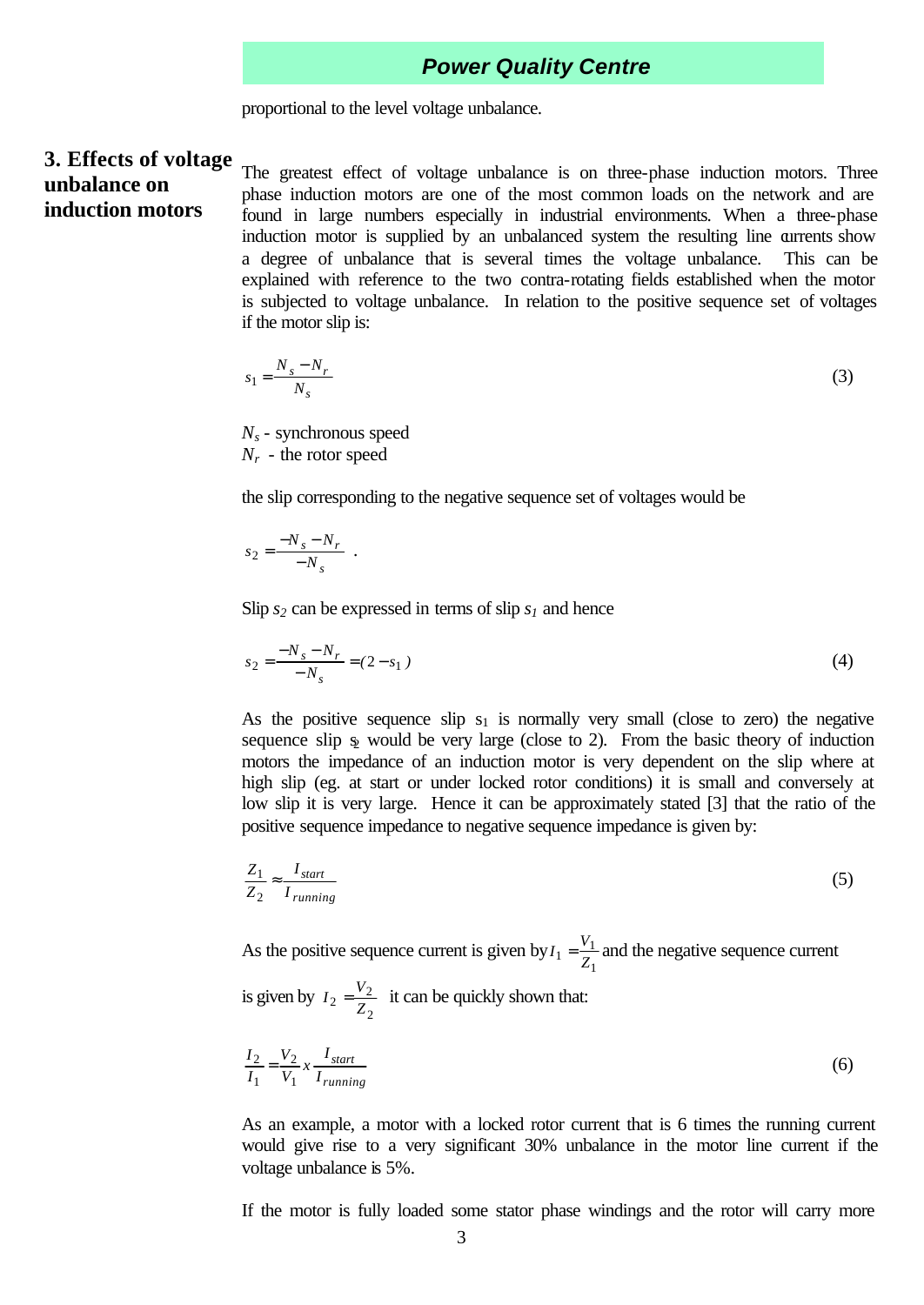proportional to the level voltage unbalance.

## 3. Effects of voltage unbalance on induction motors

The greatest effect of voltage unbalance is on three-phase induction motors. Three phase induction motors are one of the most common loads on the network and are found in large numbers especially in industrial environments. When a three-phase induction motor is supplied by an unbalanced system the resulting line currents show a degree of unbalance that is several times the voltage unbalance. This can be explained with reference to the two contra-rotating fields established when the motor is subjected to voltage unbalance. In relation to the positive sequence set of voltages if the motor slip is:

$$s_1 = \frac{N_s - N_r}{N_s} \tag{3}$$

$N_s$ - synchronous speed
$N_r$ - the rotor speed

the slip corresponding to the negative sequence set of voltages would be

$$s_2 = \frac{-N_s - N_r}{-N_s} \; .$$

Slip $s_2$ can be expressed in terms of slip $s_1$ and hence

$$s_2 = \frac{-N_s - N_r}{-N_s} = (2 - s_1) \tag{4}$$

As the positive sequence slip $s_1$ is normally very small (close to zero) the negative sequence slip $s_2$ would be very large (close to 2). From the basic theory of induction motors the impedance of an induction motor is very dependent on the slip where at high slip (eg. at start or under locked rotor conditions) it is small and conversely at low slip it is very large. Hence it can be approximately stated [3] that the ratio of the positive sequence impedance to negative sequence impedance is given by:

$$\frac{Z_1}{Z_2} \approx \frac{I_{start}}{I_{running}} \tag{5}$$

As the positive sequence current is given by $I_1 = \frac{V_1}{Z_1}$ and the negative sequence current is given by $I_2 = \frac{V_2}{Z_2}$ it can be quickly shown that:

$$\frac{I_2}{I_1} = \frac{V_2}{V_1} x \frac{I_{start}}{I_{running}} \tag{6}$$

As an example, a motor with a locked rotor current that is 6 times the running current would give rise to a very significant 30% unbalance in the motor line current if the voltage unbalance is 5%.

If the motor is fully loaded some stator phase windings and the rotor will carry more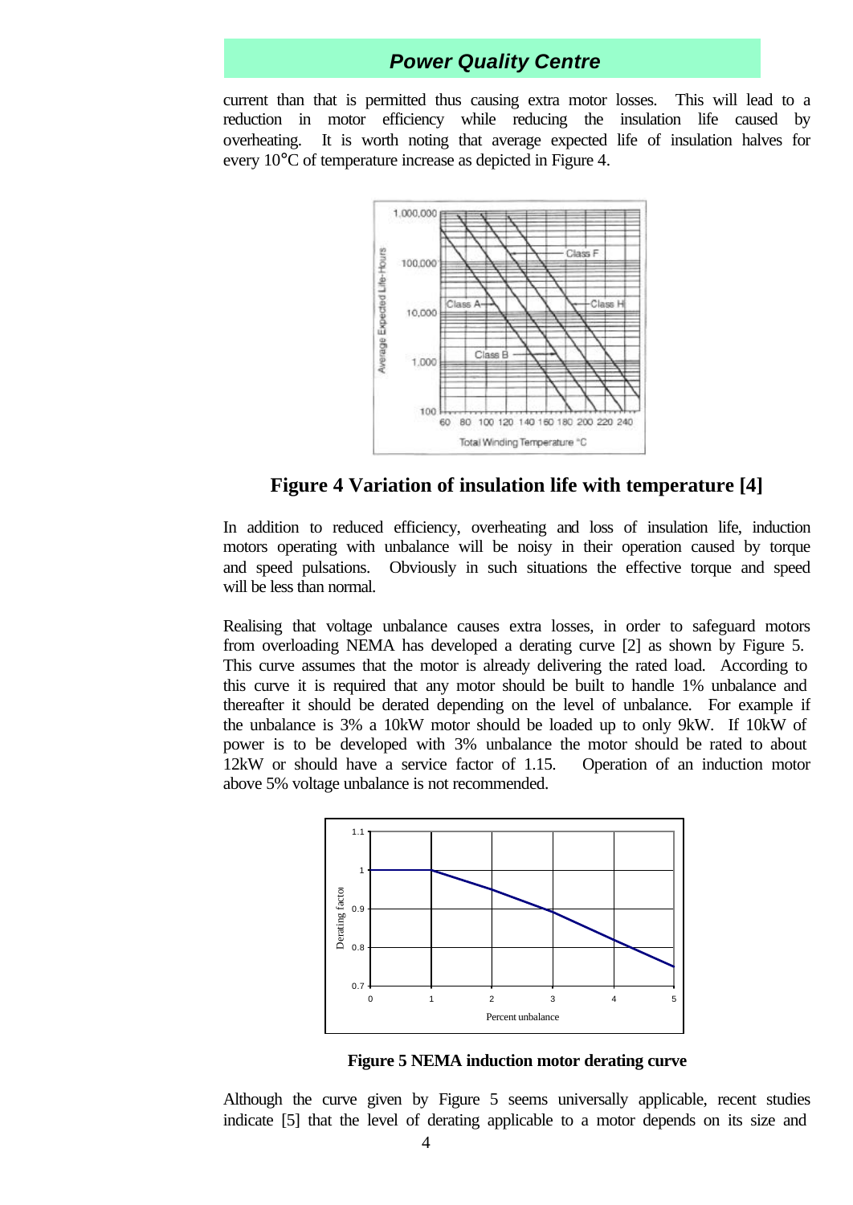current than that is permitted thus causing extra motor losses. This will lead to a reduction in motor efficiency while reducing the insulation life caused by overheating. It is worth noting that average expected life of insulation halves for every 10°C of temperature increase as depicted in Figure 4.

**Figure 4 Variation of insulation life with temperature [4]**

In addition to reduced efficiency, overheating and loss of insulation life, induction motors operating with unbalance will be noisy in their operation caused by torque and speed pulsations. Obviously in such situations the effective torque and speed will be less than normal.

Realising that voltage unbalance causes extra losses, in order to safeguard motors from overloading NEMA has developed a derating curve [2] as shown by Figure 5. This curve assumes that the motor is already delivering the rated load. According to this curve it is required that any motor should be built to handle 1% unbalance and thereafter it should be derated depending on the level of unbalance. For example if the unbalance is 3% a 10kW motor should be loaded up to only 9kW. If 10kW of power is to be developed with 3% unbalance the motor should be rated to about 12kW or should have a service factor of 1.15. Operation of an induction motor above 5% voltage unbalance is not recommended.

**Figure 5 NEMA induction motor derating curve**

Although the curve given by Figure 5 seems universally applicable, recent studies indicate [5] that the level of derating applicable to a motor depends on its size and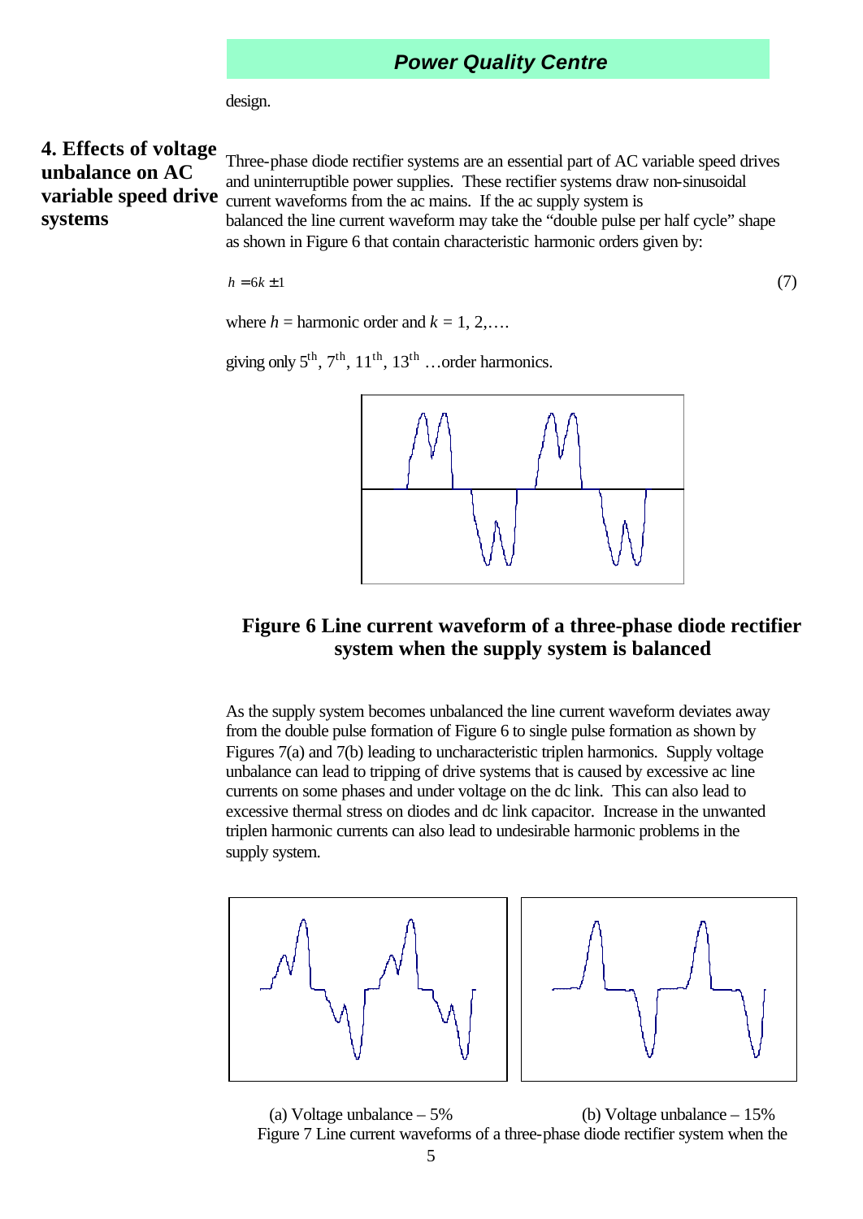design.

## 4. Effects of voltage unbalance on AC variable speed drive systems

Three-phase diode rectifier systems are an essential part of AC variable speed drives and uninterruptible power supplies. These rectifier systems draw non-sinusoidal current waveforms from the ac mains. If the ac supply system is balanced the line current waveform may take the "double pulse per half cycle" shape as shown in Figure 6 that contain characteristic harmonic orders given by:

$$h = 6k \pm 1 \qquad (7)$$

where $h$ = harmonic order and $k$ = 1, 2,….

giving only 5th, 7th, 11th, 13th …order harmonics.

**Figure 6 Line current waveform of a three-phase diode rectifier system when the supply system is balanced**

As the supply system becomes unbalanced the line current waveform deviates away from the double pulse formation of Figure 6 to single pulse formation as shown by Figures 7(a) and 7(b) leading to uncharacteristic triplen harmonics. Supply voltage unbalance can lead to tripping of drive systems that is caused by excessive ac line currents on some phases and under voltage on the dc link. This can also lead to excessive thermal stress on diodes and dc link capacitor. Increase in the unwanted triplen harmonic currents can also lead to undesirable harmonic problems in the supply system.

(a) Voltage unbalance – 5% (b) Voltage unbalance – 15%

Figure 7 Line current waveforms of a three-phase diode rectifier system when the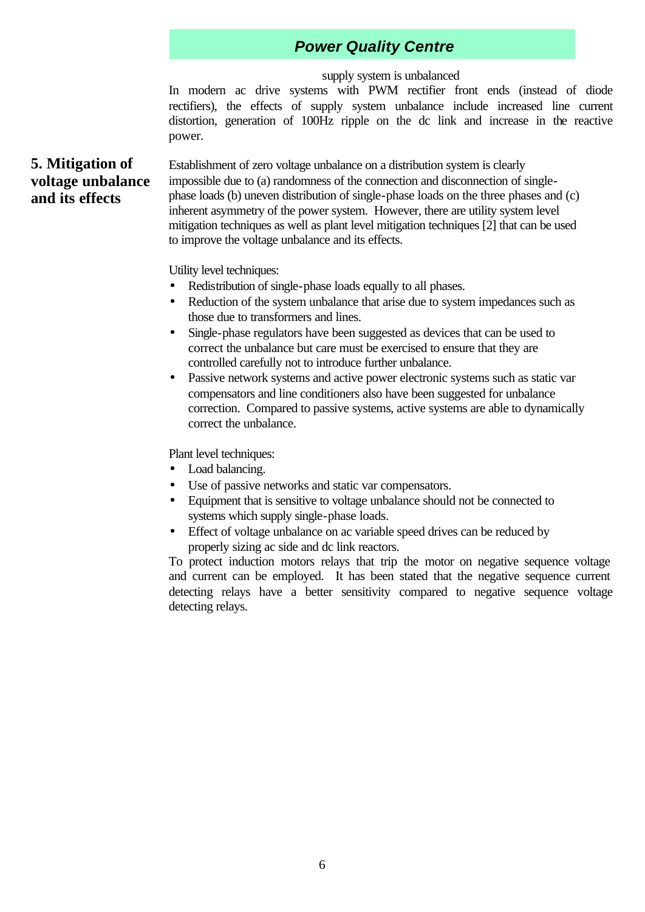supply system is unbalanced

In modern ac drive systems with PWM rectifier front ends (instead of diode rectifiers), the effects of supply system unbalance include increased line current distortion, generation of 100Hz ripple on the dc link and increase in the reactive power.

## 5. Mitigation of voltage unbalance and its effects

Establishment of zero voltage unbalance on a distribution system is clearly impossible due to (a) randomness of the connection and disconnection of single-phase loads (b) uneven distribution of single-phase loads on the three phases and (c) inherent asymmetry of the power system. However, there are utility system level mitigation techniques as well as plant level mitigation techniques [2] that can be used to improve the voltage unbalance and its effects.

Utility level techniques:

- Redistribution of single-phase loads equally to all phases.
- Reduction of the system unbalance that arise due to system impedances such as those due to transformers and lines.
- Single-phase regulators have been suggested as devices that can be used to correct the unbalance but care must be exercised to ensure that they are controlled carefully not to introduce further unbalance.
- Passive network systems and active power electronic systems such as static var compensators and line conditioners also have been suggested for unbalance correction. Compared to passive systems, active systems are able to dynamically correct the unbalance.

Plant level techniques:

- Load balancing.
- Use of passive networks and static var compensators.
- Equipment that is sensitive to voltage unbalance should not be connected to systems which supply single-phase loads.
- Effect of voltage unbalance on ac variable speed drives can be reduced by properly sizing ac side and dc link reactors.

To protect induction motors relays that trip the motor on negative sequence voltage and current can be employed. It has been stated that the negative sequence current detecting relays have a better sensitivity compared to negative sequence voltage detecting relays.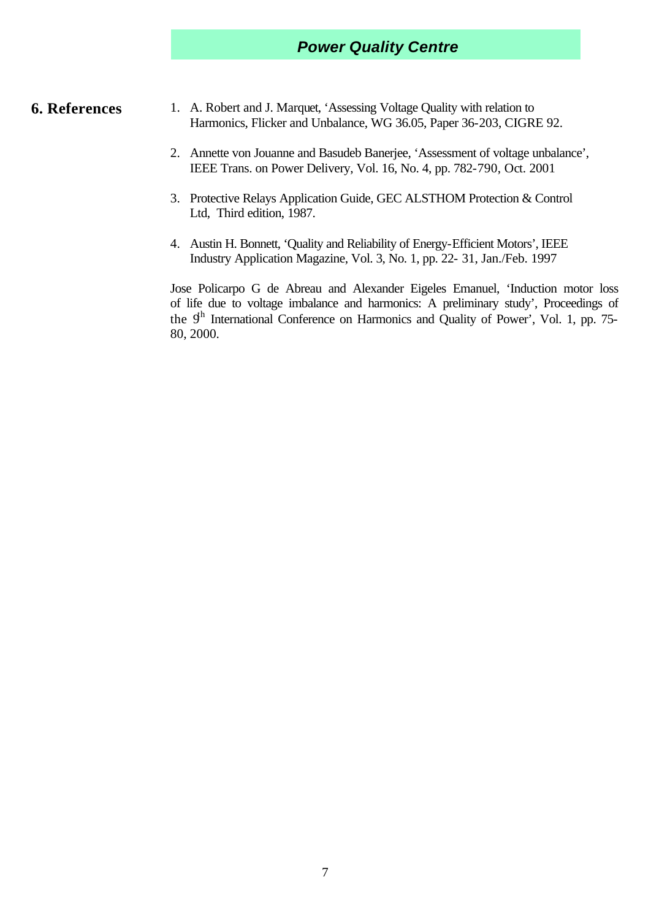## 6. References

1. A. Robert and J. Marquet, 'Assessing Voltage Quality with relation to Harmonics, Flicker and Unbalance, WG 36.05, Paper 36-203, CIGRE 92.

2. Annette von Jouanne and Basudeb Banerjee, 'Assessment of voltage unbalance', IEEE Trans. on Power Delivery, Vol. 16, No. 4, pp. 782-790, Oct. 2001

3. Protective Relays Application Guide, GEC ALSTHOM Protection & Control Ltd, Third edition, 1987.

4. Austin H. Bonnett, 'Quality and Reliability of Energy-Efficient Motors', IEEE Industry Application Magazine, Vol. 3, No. 1, pp. 22- 31, Jan./Feb. 1997

Jose Policarpo G de Abreau and Alexander Eigeles Emanuel, 'Induction motor loss of life due to voltage imbalance and harmonics: A preliminary study', Proceedings of the 9th International Conference on Harmonics and Quality of Power', Vol. 1, pp. 75-80, 2000.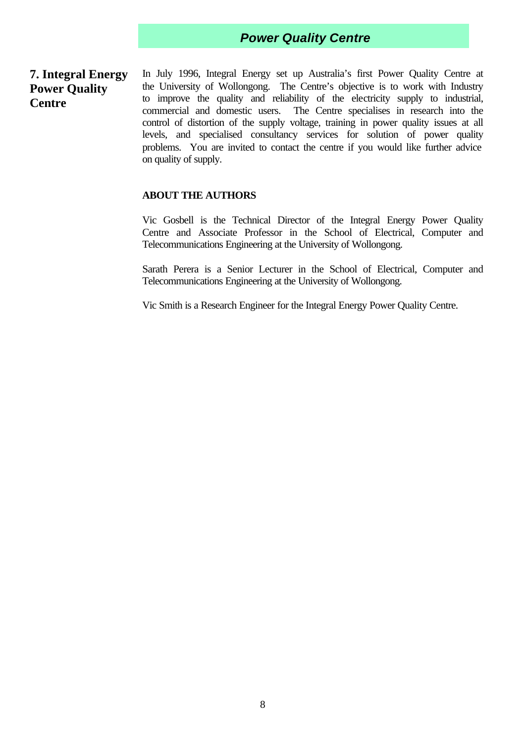## 7. Integral Energy Power Quality Centre

In July 1996, Integral Energy set up Australia's first Power Quality Centre at the University of Wollongong. The Centre's objective is to work with Industry to improve the quality and reliability of the electricity supply to industrial, commercial and domestic users. The Centre specialises in research into the control of distortion of the supply voltage, training in power quality issues at all levels, and specialised consultancy services for solution of power quality problems. You are invited to contact the centre if you would like further advice on quality of supply.

**ABOUT THE AUTHORS**

Vic Gosbell is the Technical Director of the Integral Energy Power Quality Centre and Associate Professor in the School of Electrical, Computer and Telecommunications Engineering at the University of Wollongong.

Sarath Perera is a Senior Lecturer in the School of Electrical, Computer and Telecommunications Engineering at the University of Wollongong.

Vic Smith is a Research Engineer for the Integral Energy Power Quality Centre.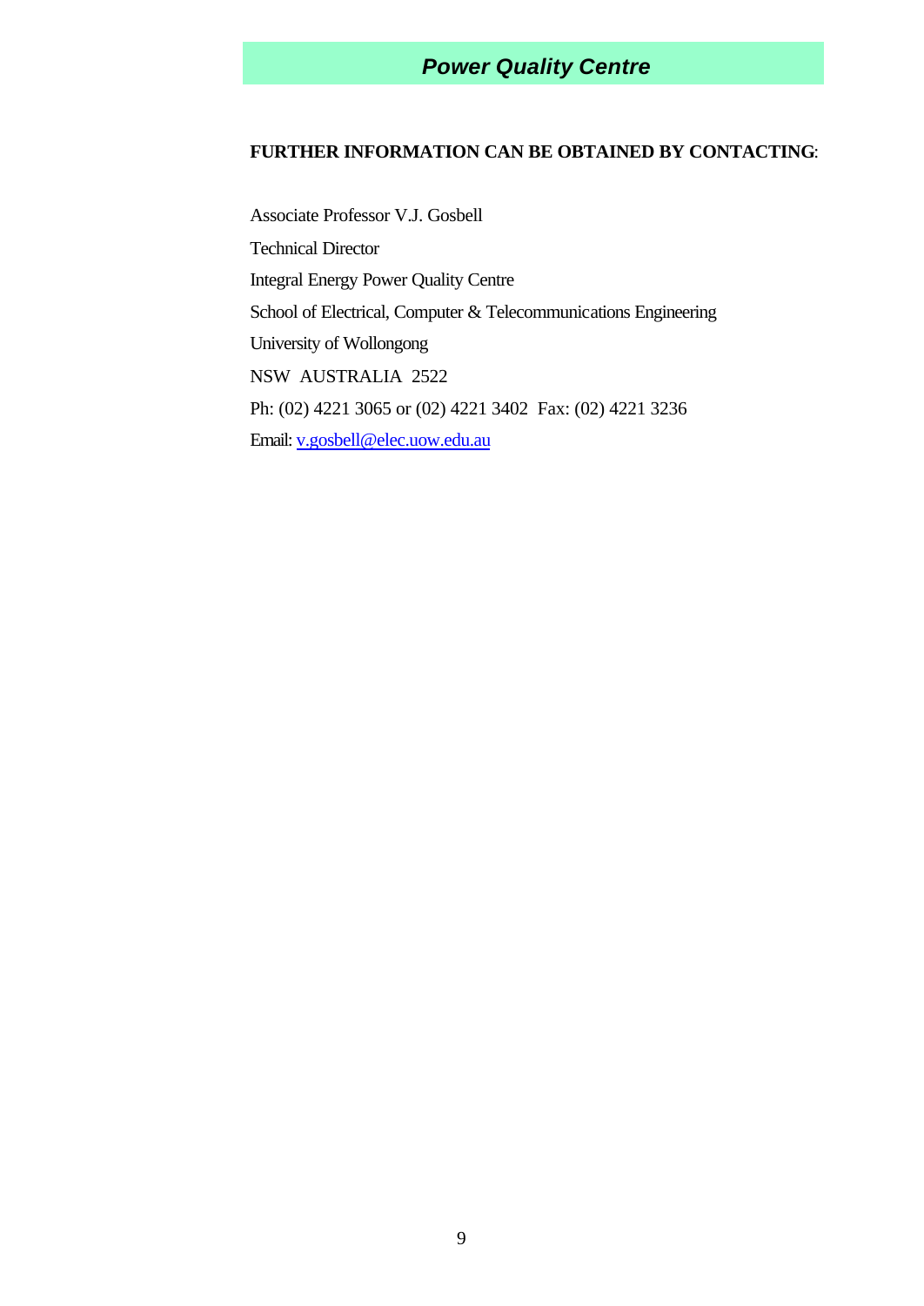**FURTHER INFORMATION CAN BE OBTAINED BY CONTACTING**:

Associate Professor V.J. Gosbell

Technical Director

Integral Energy Power Quality Centre

School of Electrical, Computer & Telecommunications Engineering

University of Wollongong

NSW AUSTRALIA 2522

Ph: (02) 4221 3065 or (02) 4221 3402 Fax: (02) 4221 3236

Email: v.gosbell@elec.uow.edu.au